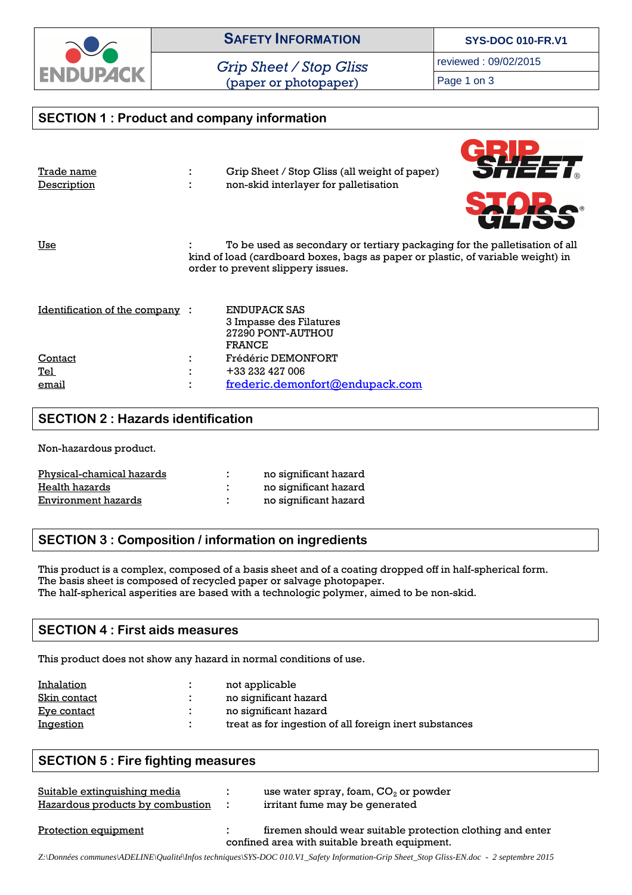| ENDUPACK | **SAFETY INFORMATION** | **SYS-DOC 010-FR.V1** |
|---|---|---|
| | *Grip Sheet / Stop Gliss* (paper or photopaper) | reviewed : 09/02/2015 |

## SECTION 1 : Product and company information

Trade name : Grip Sheet / Stop Gliss (all weight of paper)
Description : non-skid interlayer for palletisation

Use : To be used as secondary or tertiary packaging for the palletisation of all kind of load (cardboard boxes, bags as paper or plastic, of variable weight) in order to prevent slippery issues.

Identification of the company : ENDUPACK SAS
3 Impasse des Filatures
27290 PONT-AUTHOU
FRANCE

Contact : Frédéric DEMONFORT
Tel : +33 232 427 006
email : frederic.demonfort@endupack.com

## SECTION 2 : Hazards identification

Non-hazardous product.

Physical-chamical hazards : no significant hazard
Health hazards : no significant hazard
Environment hazards : no significant hazard

## SECTION 3 : Composition / information on ingredients

This product is a complex, composed of a basis sheet and of a coating dropped off in half-spherical form.
The basis sheet is composed of recycled paper or salvage photopaper.
The half-spherical asperities are based with a technologic polymer, aimed to be non-skid.

## SECTION 4 : First aids measures

This product does not show any hazard in normal conditions of use.

Inhalation : not applicable
Skin contact : no significant hazard
Eye contact : no significant hazard
Ingestion : treat as for ingestion of all foreign inert substances

## SECTION 5 : Fire fighting measures

Suitable extinguishing media : use water spray, foam, $CO_2$ or powder
Hazardous products by combustion : irritant fume may be generated

Protection equipment : firemen should wear suitable protection clothing and enter confined area with suitable breath equipment.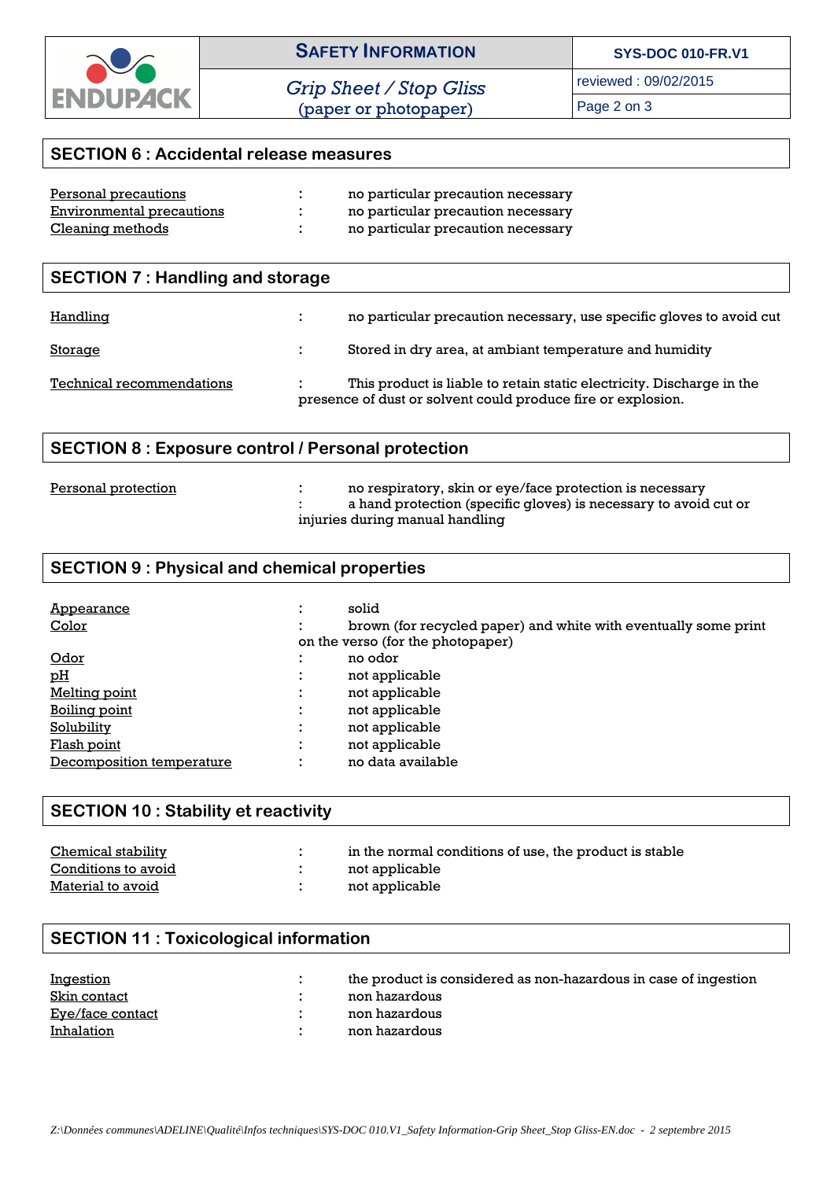## SECTION 6 : Accidental release measures

| | | |
|---|---|---|
| Personal precautions | : | no particular precaution necessary |
| Environmental precautions | : | no particular precaution necessary |
| Cleaning methods | : | no particular precaution necessary |

## SECTION 7 : Handling and storage

| | | |
|---|---|---|
| Handling | : | no particular precaution necessary, use specific gloves to avoid cut |
| Storage | : | Stored in dry area, at ambiant temperature and humidity |
| Technical recommendations | : | This product is liable to retain static electricity. Discharge in the presence of dust or solvent could produce fire or explosion. |

## SECTION 8 : Exposure control / Personal protection

| | | |
|---|---|---|
| Personal protection | : | no respiratory, skin or eye/face protection is necessary |
| | : | a hand protection (specific gloves) is necessary to avoid cut or injuries during manual handling |

## SECTION 9 : Physical and chemical properties

| | | |
|---|---|---|
| Appearance | : | solid |
| Color | : | brown (for recycled paper) and white with eventually some print on the verso (for the photopaper) |
| Odor | : | no odor |
| pH | : | not applicable |
| Melting point | : | not applicable |
| Boiling point | : | not applicable |
| Solubility | : | not applicable |
| Flash point | : | not applicable |
| Decomposition temperature | : | no data available |

## SECTION 10 : Stability et reactivity

| | | |
|---|---|---|
| Chemical stability | : | in the normal conditions of use, the product is stable |
| Conditions to avoid | : | not applicable |
| Material to avoid | : | not applicable |

## SECTION 11 : Toxicological information

| | | |
|---|---|---|
| Ingestion | : | the product is considered as non-hazardous in case of ingestion |
| Skin contact | : | non hazardous |
| Eye/face contact | : | non hazardous |
| Inhalation | : | non hazardous |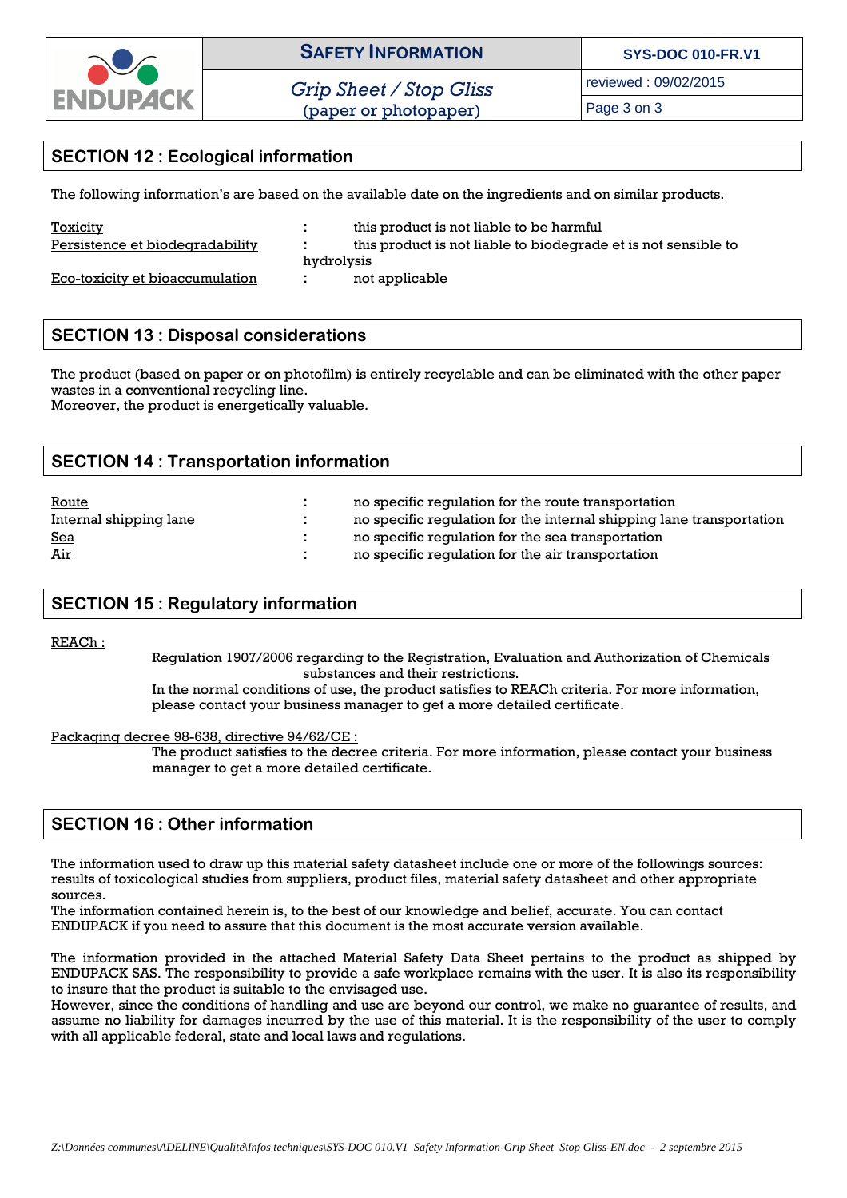## SECTION 12 : Ecological information

The following information's are based on the available date on the ingredients and on similar products.

| | | |
|---|---|---|
| Toxicity | : | this product is not liable to be harmful |
| Persistence et biodegradability | : | this product is not liable to biodegrade et is not sensible to hydrolysis |
| Eco-toxicity et bioaccumulation | : | not applicable |

## SECTION 13 : Disposal considerations

The product (based on paper or on photofilm) is entirely recyclable and can be eliminated with the other paper wastes in a conventional recycling line.
Moreover, the product is energetically valuable.

## SECTION 14 : Transportation information

| | | |
|---|---|---|
| Route | : | no specific regulation for the route transportation |
| Internal shipping lane | : | no specific regulation for the internal shipping lane transportation |
| Sea | : | no specific regulation for the sea transportation |
| Air | : | no specific regulation for the air transportation |

## SECTION 15 : Regulatory information

REACh :

Regulation 1907/2006 regarding to the Registration, Evaluation and Authorization of Chemicals substances and their restrictions.
In the normal conditions of use, the product satisfies to REACh criteria. For more information, please contact your business manager to get a more detailed certificate.

Packaging decree 98-638, directive 94/62/CE :

The product satisfies to the decree criteria. For more information, please contact your business manager to get a more detailed certificate.

## SECTION 16 : Other information

The information used to draw up this material safety datasheet include one or more of the followings sources: results of toxicological studies from suppliers, product files, material safety datasheet and other appropriate sources.
The information contained herein is, to the best of our knowledge and belief, accurate. You can contact ENDUPACK if you need to assure that this document is the most accurate version available.

The information provided in the attached Material Safety Data Sheet pertains to the product as shipped by ENDUPACK SAS. The responsibility to provide a safe workplace remains with the user. It is also its responsibility to insure that the product is suitable to the envisaged use.
However, since the conditions of handling and use are beyond our control, we make no guarantee of results, and assume no liability for damages incurred by the use of this material. It is the responsibility of the user to comply with all applicable federal, state and local laws and regulations.